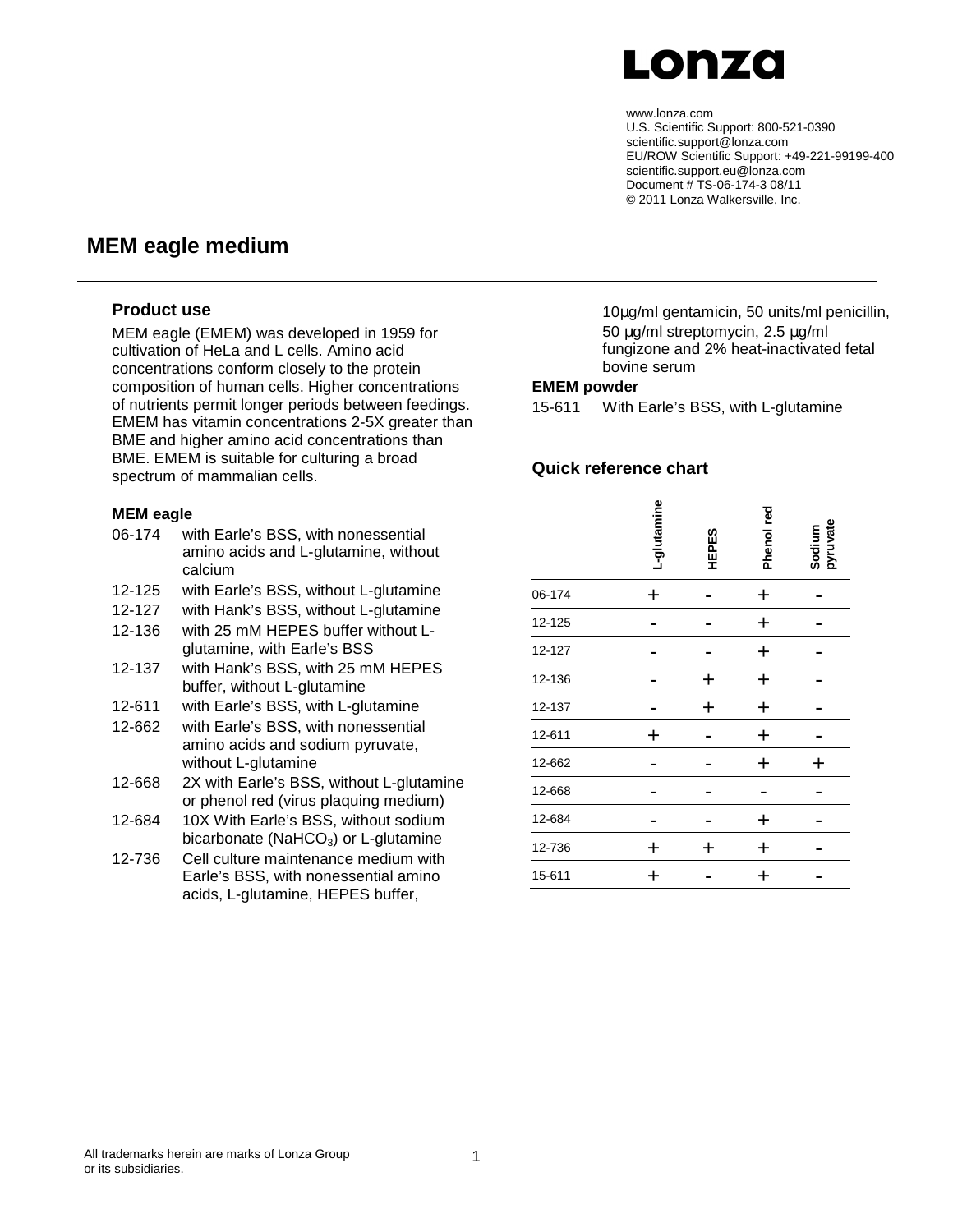Lonza

www.lonza.com
U.S. Scientific Support: 800-521-0390
scientific.support@lonza.com
EU/ROW Scientific Support: +49-221-99199-400
scientific.support.eu@lonza.com
Document # TS-06-174-3 08/11
© 2011 Lonza Walkersville, Inc.

# MEM eagle medium

## Product use

MEM eagle (EMEM) was developed in 1959 for cultivation of HeLa and L cells. Amino acid concentrations conform closely to the protein composition of human cells. Higher concentrations of nutrients permit longer periods between feedings. EMEM has vitamin concentrations 2-5X greater than BME and higher amino acid concentrations than BME. EMEM is suitable for culturing a broad spectrum of mammalian cells.

### MEM eagle

- 06-174 with Earle's BSS, with nonessential amino acids and L-glutamine, without calcium
- 12-125 with Earle's BSS, without L-glutamine
- 12-127 with Hank's BSS, without L-glutamine
- 12-136 with 25 mM HEPES buffer without L-glutamine, with Earle's BSS
- 12-137 with Hank's BSS, with 25 mM HEPES buffer, without L-glutamine
- 12-611 with Earle's BSS, with L-glutamine
- 12-662 with Earle's BSS, with nonessential amino acids and sodium pyruvate, without L-glutamine
- 12-668 2X with Earle's BSS, without L-glutamine or phenol red (virus plaquing medium)
- 12-684 10X With Earle's BSS, without sodium bicarbonate ($NaHCO_3$) or L-glutamine
- 12-736 Cell culture maintenance medium with Earle's BSS, with nonessential amino acids, L-glutamine, HEPES buffer, 10µg/ml gentamicin, 50 units/ml penicillin, 50 µg/ml streptomycin, 2.5 µg/ml fungizone and 2% heat-inactivated fetal bovine serum

### EMEM powder

- 15-611 With Earle's BSS, with L-glutamine

## Quick reference chart

| | L-glutamine | HEPES | Phenol red | Sodium pyruvate |
|---|---|---|---|---|
| 06-174 | + | - | + | - |
| 12-125 | - | - | + | - |
| 12-127 | - | - | + | - |
| 12-136 | - | + | + | - |
| 12-137 | - | + | + | - |
| 12-611 | + | - | + | - |
| 12-662 | - | - | + | + |
| 12-668 | - | - | - | - |
| 12-684 | - | - | + | - |
| 12-736 | + | + | + | - |
| 15-611 | + | - | + | - |

All trademarks herein are marks of Lonza Group or its subsidiaries.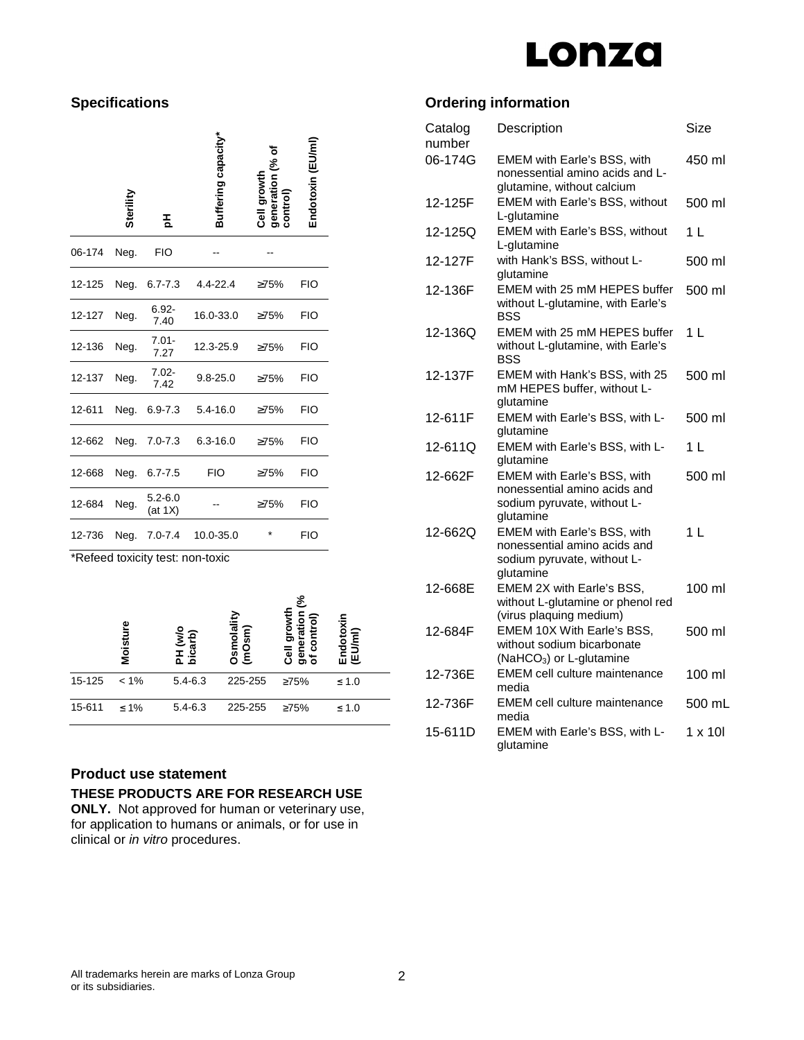## Specifications

| | Sterility | pH | Buffering capacity* | Cell growth generation (% of control) | Endotoxin (EU/ml) |
|---|---|---|---|---|---|
| 06-174 | Neg. | FIO | -- | -- | |
| 12-125 | Neg. | 6.7-7.3 | 4.4-22.4 | ≥75% | FIO |
| 12-127 | Neg. | 6.92-7.40 | 16.0-33.0 | ≥75% | FIO |
| 12-136 | Neg. | 7.01-7.27 | 12.3-25.9 | ≥75% | FIO |
| 12-137 | Neg. | 7.02-7.42 | 9.8-25.0 | ≥75% | FIO |
| 12-611 | Neg. | 6.9-7.3 | 5.4-16.0 | ≥75% | FIO |
| 12-662 | Neg. | 7.0-7.3 | 6.3-16.0 | ≥75% | FIO |
| 12-668 | Neg. | 6.7-7.5 | FIO | ≥75% | FIO |
| 12-684 | Neg. | 5.2-6.0 (at 1X) | -- | ≥75% | FIO |
| 12-736 | Neg. | 7.0-7.4 | 10.0-35.0 | * | FIO |

*Refeed toxicity test: non-toxic

| | Moisture | PH (w/o bicarb) | Osmolality (mOsm) | Cell growth generation (% of control) | Endotoxin (EU/ml) |
|---|---|---|---|---|---|
| 15-125 | < 1% | 5.4-6.3 | 225-255 | ≥75% | ≤ 1.0 |
| 15-611 | ≤ 1% | 5.4-6.3 | 225-255 | ≥75% | ≤ 1.0 |

## Product use statement

**THESE PRODUCTS ARE FOR RESEARCH USE ONLY.** Not approved for human or veterinary use, for application to humans or animals, or for use in clinical or *in vitro* procedures.

## Ordering information

| Catalog number | Description | Size |
|---|---|---|
| 06-174G | EMEM with Earle's BSS, with nonessential amino acids and L-glutamine, without calcium | 450 ml |
| 12-125F | EMEM with Earle's BSS, without L-glutamine | 500 ml |
| 12-125Q | EMEM with Earle's BSS, without L-glutamine | 1 L |
| 12-127F | with Hank's BSS, without L-glutamine | 500 ml |
| 12-136F | EMEM with 25 mM HEPES buffer without L-glutamine, with Earle's BSS | 500 ml |
| 12-136Q | EMEM with 25 mM HEPES buffer without L-glutamine, with Earle's BSS | 1 L |
| 12-137F | EMEM with Hank's BSS, with 25 mM HEPES buffer, without L-glutamine | 500 ml |
| 12-611F | EMEM with Earle's BSS, with L-glutamine | 500 ml |
| 12-611Q | EMEM with Earle's BSS, with L-glutamine | 1 L |
| 12-662F | EMEM with Earle's BSS, with nonessential amino acids and sodium pyruvate, without L-glutamine | 500 ml |
| 12-662Q | EMEM with Earle's BSS, with nonessential amino acids and sodium pyruvate, without L-glutamine | 1 L |
| 12-668E | EMEM 2X with Earle's BSS, without L-glutamine or phenol red (virus plaquing medium) | 100 ml |
| 12-684F | EMEM 10X With Earle's BSS, without sodium bicarbonate ($NaHCO_3$) or L-glutamine | 500 ml |
| 12-736E | EMEM cell culture maintenance media | 100 ml |
| 12-736F | EMEM cell culture maintenance media | 500 mL |
| 15-611D | EMEM with Earle's BSS, with L-glutamine | 1 x 10l |

All trademarks herein are marks of Lonza Group or its subsidiaries.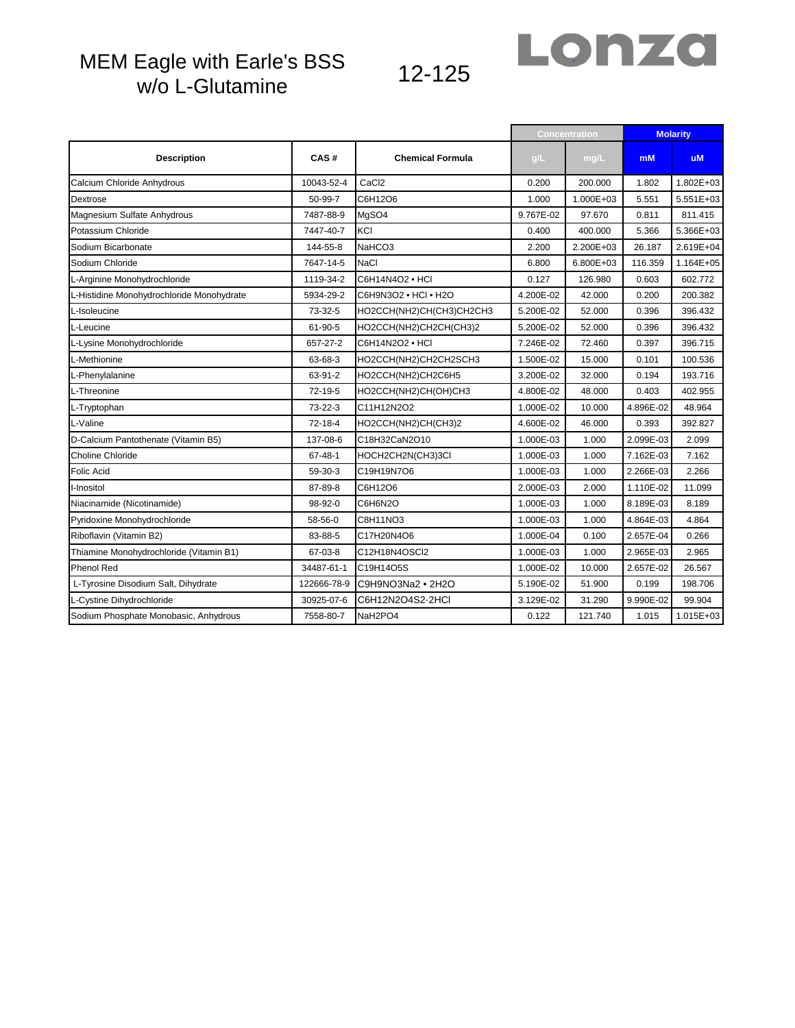# MEM Eagle with Earle's BSS w/o L-Glutamine

# 12-125

Lonza

| Description | CAS # | Chemical Formula | Concentration | | Molarity | |
|---|---|---|---|---|---|---|
| | | | g/L | mg/L | mM | uM |
| Calcium Chloride Anhydrous | 10043-52-4 | $CaCl_2$ | 0.200 | 200.000 | 1.802 | 1.802E+03 |
| Dextrose | 50-99-7 | $C_6H_{12}O_6$ | 1.000 | 1.000E+03 | 5.551 | 5.551E+03 |
| Magnesium Sulfate Anhydrous | 7487-88-9 | $MgSO_4$ | 9.767E-02 | 97.670 | 0.811 | 811.415 |
| Potassium Chloride | 7447-40-7 | KCl | 0.400 | 400.000 | 5.366 | 5.366E+03 |
| Sodium Bicarbonate | 144-55-8 | $NaHCO_3$ | 2.200 | 2.200E+03 | 26.187 | 2.619E+04 |
| Sodium Chloride | 7647-14-5 | NaCl | 6.800 | 6.800E+03 | 116.359 | 1.164E+05 |
| L-Arginine Monohydrochloride | 1119-34-2 | $C_6H_{14}N_4O_2 \cdot HCl$ | 0.127 | 126.980 | 0.603 | 602.772 |
| L-Histidine Monohydrochloride Monohydrate | 5934-29-2 | $C_6H_9N_3O_2 \cdot HCl \cdot H_2O$ | 4.200E-02 | 42.000 | 0.200 | 200.382 |
| L-Isoleucine | 73-32-5 | $HO_2CCH(NH_2)CH(CH_3)CH_2CH_3$ | 5.200E-02 | 52.000 | 0.396 | 396.432 |
| L-Leucine | 61-90-5 | $HO_2CCH(NH_2)CH_2CH(CH_3)_2$ | 5.200E-02 | 52.000 | 0.396 | 396.432 |
| L-Lysine Monohydrochloride | 657-27-2 | $C_6H_{14}N_2O_2 \cdot HCl$ | 7.246E-02 | 72.460 | 0.397 | 396.715 |
| L-Methionine | 63-68-3 | $HO_2CCH(NH_2)CH_2CH_2SCH_3$ | 1.500E-02 | 15.000 | 0.101 | 100.536 |
| L-Phenylalanine | 63-91-2 | $HO_2CCH(NH_2)CH_2C_6H_5$ | 3.200E-02 | 32.000 | 0.194 | 193.716 |
| L-Threonine | 72-19-5 | $HO_2CCH(NH_2)CH(OH)CH_3$ | 4.800E-02 | 48.000 | 0.403 | 402.955 |
| L-Tryptophan | 73-22-3 | $C_{11}H_{12}N_2O_2$ | 1.000E-02 | 10.000 | 4.896E-02 | 48.964 |
| L-Valine | 72-18-4 | $HO_2CCH(NH_2)CH(CH_3)_2$ | 4.600E-02 | 46.000 | 0.393 | 392.827 |
| D-Calcium Pantothenate (Vitamin B5) | 137-08-6 | $C_{18}H_{32}CaN_2O_{10}$ | 1.000E-03 | 1.000 | 2.099E-03 | 2.099 |
| Choline Chloride | 67-48-1 | $HOCH_2CH_2N(CH_3)_3Cl$ | 1.000E-03 | 1.000 | 7.162E-03 | 7.162 |
| Folic Acid | 59-30-3 | $C_{19}H_{19}N_7O_6$ | 1.000E-03 | 1.000 | 2.266E-03 | 2.266 |
| I-Inositol | 87-89-8 | $C_6H_{12}O_6$ | 2.000E-03 | 2.000 | 1.110E-02 | 11.099 |
| Niacinamide (Nicotinamide) | 98-92-0 | $C_6H_6N_2O$ | 1.000E-03 | 1.000 | 8.189E-03 | 8.189 |
| Pyridoxine Monohydrochloride | 58-56-0 | $C_8H_{11}NO_3$ | 1.000E-03 | 1.000 | 4.864E-03 | 4.864 |
| Riboflavin (Vitamin B2) | 83-88-5 | $C_{17}H_{20}N_4O_6$ | 1.000E-04 | 0.100 | 2.657E-04 | 0.266 |
| Thiamine Monohydrochloride (Vitamin B1) | 67-03-8 | $C_{12}H_{18}N_4OSCl_2$ | 1.000E-03 | 1.000 | 2.965E-03 | 2.965 |
| Phenol Red | 34487-61-1 | $C_{19}H_{14}O_5S$ | 1.000E-02 | 10.000 | 2.657E-02 | 26.567 |
| L-Tyrosine Disodium Salt, Dihydrate | 122666-78-9 | $C_9H_9NO_3Na_2 \cdot 2H_2O$ | 5.190E-02 | 51.900 | 0.199 | 198.706 |
| L-Cystine Dihydrochloride | 30925-07-6 | $C_6H_{12}N_2O_4S_2 \cdot 2HCl$ | 3.129E-02 | 31.290 | 9.990E-02 | 99.904 |
| Sodium Phosphate Monobasic, Anhydrous | 7558-80-7 | $NaH_2PO_4$ | 0.122 | 121.740 | 1.015 | 1.015E+03 |